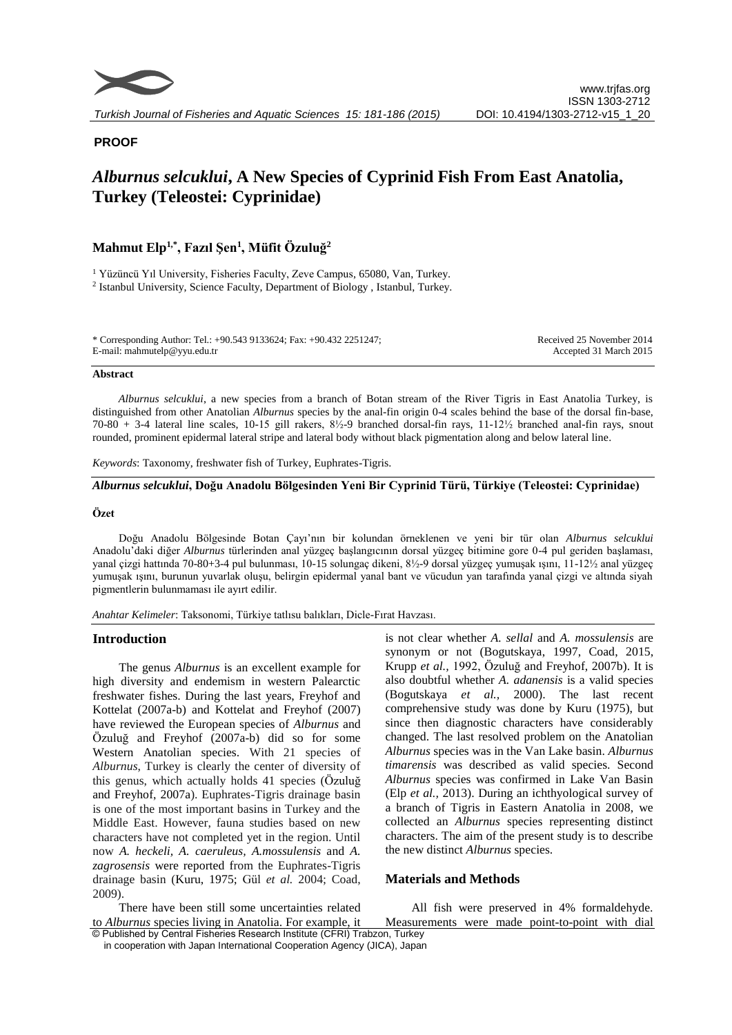**PROOF**

# *Alburnus selcuklui*, A New Species of Cyprinid Fish From East Anatolia, Turkey (Teleostei: Cyprinidae)

**Mahmut Elp[1,*], Fazıl Şen[1], Müfit Özuluğ[2]**

[1] Yüzüncü Yıl University, Fisheries Faculty, Zeve Campus, 65080, Van, Turkey.
[2] Istanbul University, Science Faculty, Department of Biology , Istanbul, Turkey.

\* Corresponding Author: Tel.: +90.543 9133624; Fax: +90.432 2251247;
E-mail: mahmutelp@yyu.edu.tr

Received 25 November 2014
Accepted 31 March 2015

**Abstract**

*Alburnus selcuklui*, a new species from a branch of Botan stream of the River Tigris in East Anatolia Turkey, is distinguished from other Anatolian *Alburnus* species by the anal-fin origin 0-4 scales behind the base of the dorsal fin-base, 70-80 + 3-4 lateral line scales, 10-15 gill rakers, 8½-9 branched dorsal-fin rays, 11-12½ branched anal-fin rays, snout rounded, prominent epidermal lateral stripe and lateral body without black pigmentation along and below lateral line.

*Keywords*: Taxonomy, freshwater fish of Turkey, Euphrates-Tigris.

***Alburnus selcuklui*, Doğu Anadolu Bölgesinden Yeni Bir Cyprinid Türü, Türkiye (Teleostei: Cyprinidae)**

**Özet**

Doğu Anadolu Bölgesinde Botan Çayı'nın bir kolundan örneklenen ve yeni bir tür olan *Alburnus selcuklui* Anadolu'daki diğer *Alburnus* türlerinden anal yüzgeç başlangıcının dorsal yüzgeç bitimine gore 0-4 pul geriden başlaması, yanal çizgi hattında 70-80+3-4 pul bulunması, 10-15 solungaç dikeni, 8½-9 dorsal yüzgeç yumuşak ışını, 11-12½ anal yüzgeç yumuşak ışını, burunun yuvarlak oluşu, belirgin epidermal yanal bant ve vücudun yan tarafında yanal çizgi ve altında siyah pigmentlerin bulunmaması ile ayırt edilir.

*Anahtar Kelimeler*: Taksonomi, Türkiye tatlısu balıkları, Dicle-Fırat Havzası.

## Introduction

The genus *Alburnus* is an excellent example for high diversity and endemism in western Palearctic freshwater fishes. During the last years, Freyhof and Kottelat (2007a-b) and Kottelat and Freyhof (2007) have reviewed the European species of *Alburnus* and Özuluğ and Freyhof (2007a-b) did so for some Western Anatolian species. With 21 species of *Alburnus*, Turkey is clearly the center of diversity of this genus, which actually holds 41 species (Özuluğ and Freyhof, 2007a). Euphrates-Tigris drainage basin is one of the most important basins in Turkey and the Middle East. However, fauna studies based on new characters have not completed yet in the region. Until now *A. heckeli*, *A. caeruleus*, *A.mossulensis* and *A. zagrosensis* were reported from the Euphrates-Tigris drainage basin (Kuru, 1975; Gül *et al.* 2004; Coad, 2009).

There have been still some uncertainties related to *Alburnus* species living in Anatolia. For example, it is not clear whether *A. sellal* and *A. mossulensis* are synonym or not (Bogutskaya, 1997, Coad, 2015, Krupp *et al.,* 1992, Özuluğ and Freyhof, 2007b). It is also doubtful whether *A. adanensis* is a valid species (Bogutskaya *et al.,* 2000). The last recent comprehensive study was done by Kuru (1975), but since then diagnostic characters have considerably changed. The last resolved problem on the Anatolian *Alburnus* species was in the Van Lake basin. *Alburnus timarensis* was described as valid species. Second *Alburnus* species was confirmed in Lake Van Basin (Elp *et al.,* 2013). During an ichthyological survey of a branch of Tigris in Eastern Anatolia in 2008, we collected an *Alburnus* species representing distinct characters. The aim of the present study is to describe the new distinct *Alburnus* species.

## Materials and Methods

All fish were preserved in 4% formaldehyde. Measurements were made point-to-point with dial

© Published by Central Fisheries Research Institute (CFRI) Trabzon, Turkey in cooperation with Japan International Cooperation Agency (JICA), Japan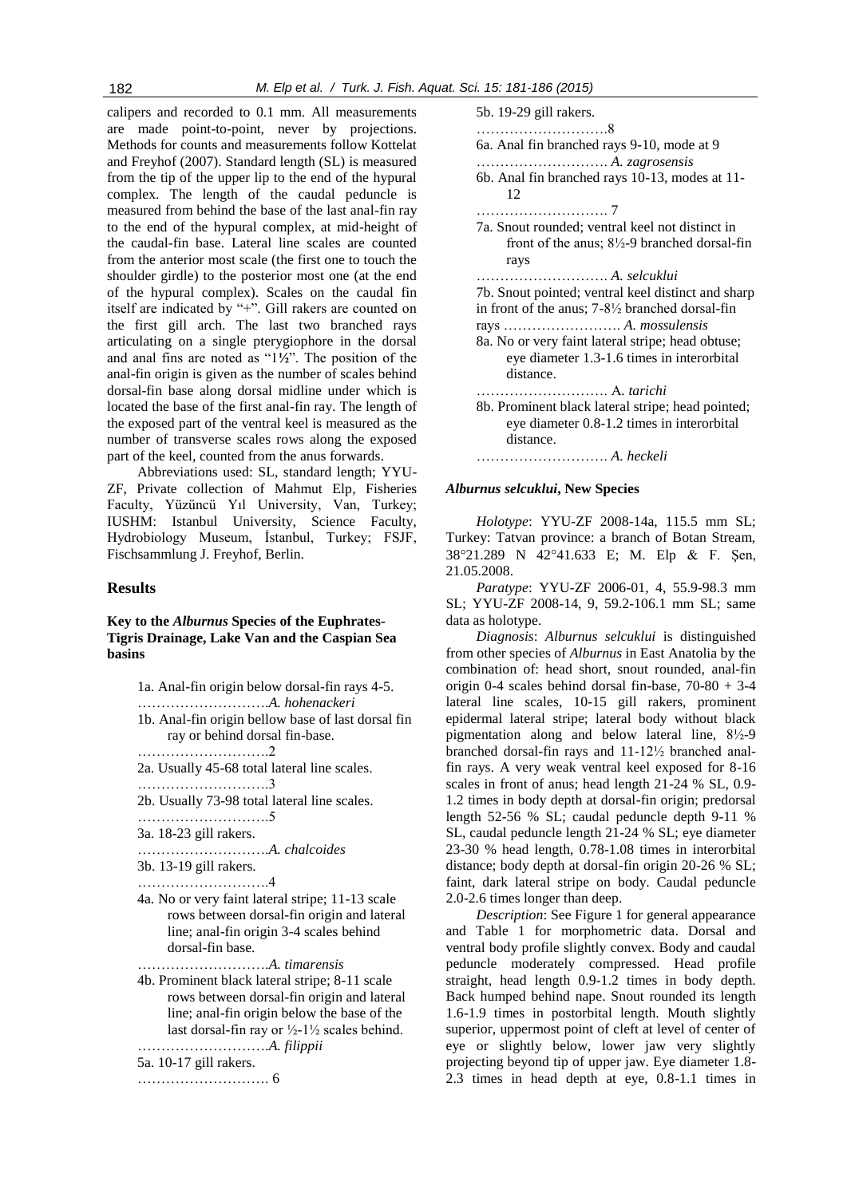calipers and recorded to 0.1 mm. All measurements are made point-to-point, never by projections. Methods for counts and measurements follow Kottelat and Freyhof (2007). Standard length (SL) is measured from the tip of the upper lip to the end of the hypural complex. The length of the caudal peduncle is measured from behind the base of the last anal-fin ray to the end of the hypural complex, at mid-height of the caudal-fin base. Lateral line scales are counted from the anterior most scale (the first one to touch the shoulder girdle) to the posterior most one (at the end of the hypural complex). Scales on the caudal fin itself are indicated by "+". Gill rakers are counted on the first gill arch. The last two branched rays articulating on a single pterygiophore in the dorsal and anal fins are noted as "1½". The position of the anal-fin origin is given as the number of scales behind dorsal-fin base along dorsal midline under which is located the base of the first anal-fin ray. The length of the exposed part of the ventral keel is measured as the number of transverse scales rows along the exposed part of the keel, counted from the anus forwards.

Abbreviations used: SL, standard length; YYU-ZF, Private collection of Mahmut Elp, Fisheries Faculty, Yüzüncü Yıl University, Van, Turkey; IUSHM: Istanbul University, Science Faculty, Hydrobiology Museum, İstanbul, Turkey; FSJF, Fischsammlung J. Freyhof, Berlin.

## Results

### Key to the *Alburnus* Species of the Euphrates-Tigris Drainage, Lake Van and the Caspian Sea basins

1a. Anal-fin origin below dorsal-fin rays 4-5. ……………………….*A. hohenackeri*

1b. Anal-fin origin bellow base of last dorsal fin ray or behind dorsal fin-base. ……………………….2

2a. Usually 45-68 total lateral line scales. ……………………….3

2b. Usually 73-98 total lateral line scales. ……………………….5

3a. 18-23 gill rakers. ……………………….*A. chalcoides*

3b. 13-19 gill rakers. ……………………….4

4a. No or very faint lateral stripe; 11-13 scale rows between dorsal-fin origin and lateral line; anal-fin origin 3-4 scales behind dorsal-fin base. ……………………….*A. timarensis*

4b. Prominent black lateral stripe; 8-11 scale rows between dorsal-fin origin and lateral line; anal-fin origin below the base of the last dorsal-fin ray or ½-1½ scales behind. ……………………….*A. filippii*

5a. 10-17 gill rakers. ………………………. 6

5b. 19-29 gill rakers. ……………………….8

6a. Anal fin branched rays 9-10, mode at 9 ………………………. *A. zagrosensis*

6b. Anal fin branched rays 10-13, modes at 11-12 ………………………. 7

7a. Snout rounded; ventral keel not distinct in front of the anus; 8½-9 branched dorsal-fin rays ………………………. *A. selcuklui*

7b. Snout pointed; ventral keel distinct and sharp in front of the anus; 7-8½ branched dorsal-fin rays ……………………. *A. mossulensis*

8a. No or very faint lateral stripe; head obtuse; eye diameter 1.3-1.6 times in interorbital distance. ………………………. A. *tarichi*

8b. Prominent black lateral stripe; head pointed; eye diameter 0.8-1.2 times in interorbital distance. ………………………. *A. heckeli*

### *Alburnus selcuklui*, New Species

*Holotype*: YYU-ZF 2008-14a, 115.5 mm SL; Turkey: Tatvan province: a branch of Botan Stream, 38°21.289 N 42°41.633 E; M. Elp & F. Şen, 21.05.2008.

*Paratype*: YYU-ZF 2006-01, 4, 55.9-98.3 mm SL; YYU-ZF 2008-14, 9, 59.2-106.1 mm SL; same data as holotype.

*Diagnosis*: *Alburnus selcuklui* is distinguished from other species of *Alburnus* in East Anatolia by the combination of: head short, snout rounded, anal-fin origin 0-4 scales behind dorsal fin-base, 70-80 + 3-4 lateral line scales, 10-15 gill rakers, prominent epidermal lateral stripe; lateral body without black pigmentation along and below lateral line, 8½-9 branched dorsal-fin rays and 11-12½ branched anal-fin rays. A very weak ventral keel exposed for 8-16 scales in front of anus; head length 21-24 % SL, 0.9-1.2 times in body depth at dorsal-fin origin; predorsal length 52-56 % SL; caudal peduncle depth 9-11 % SL, caudal peduncle length 21-24 % SL; eye diameter 23-30 % head length, 0.78-1.08 times in interorbital distance; body depth at dorsal-fin origin 20-26 % SL; faint, dark lateral stripe on body. Caudal peduncle 2.0-2.6 times longer than deep.

*Description*: See Figure 1 for general appearance and Table 1 for morphometric data. Dorsal and ventral body profile slightly convex. Body and caudal peduncle moderately compressed. Head profile straight, head length 0.9-1.2 times in body depth. Back humped behind nape. Snout rounded its length 1.6-1.9 times in postorbital length. Mouth slightly superior, uppermost point of cleft at level of center of eye or slightly below, lower jaw very slightly projecting beyond tip of upper jaw. Eye diameter 1.8-2.3 times in head depth at eye, 0.8-1.1 times in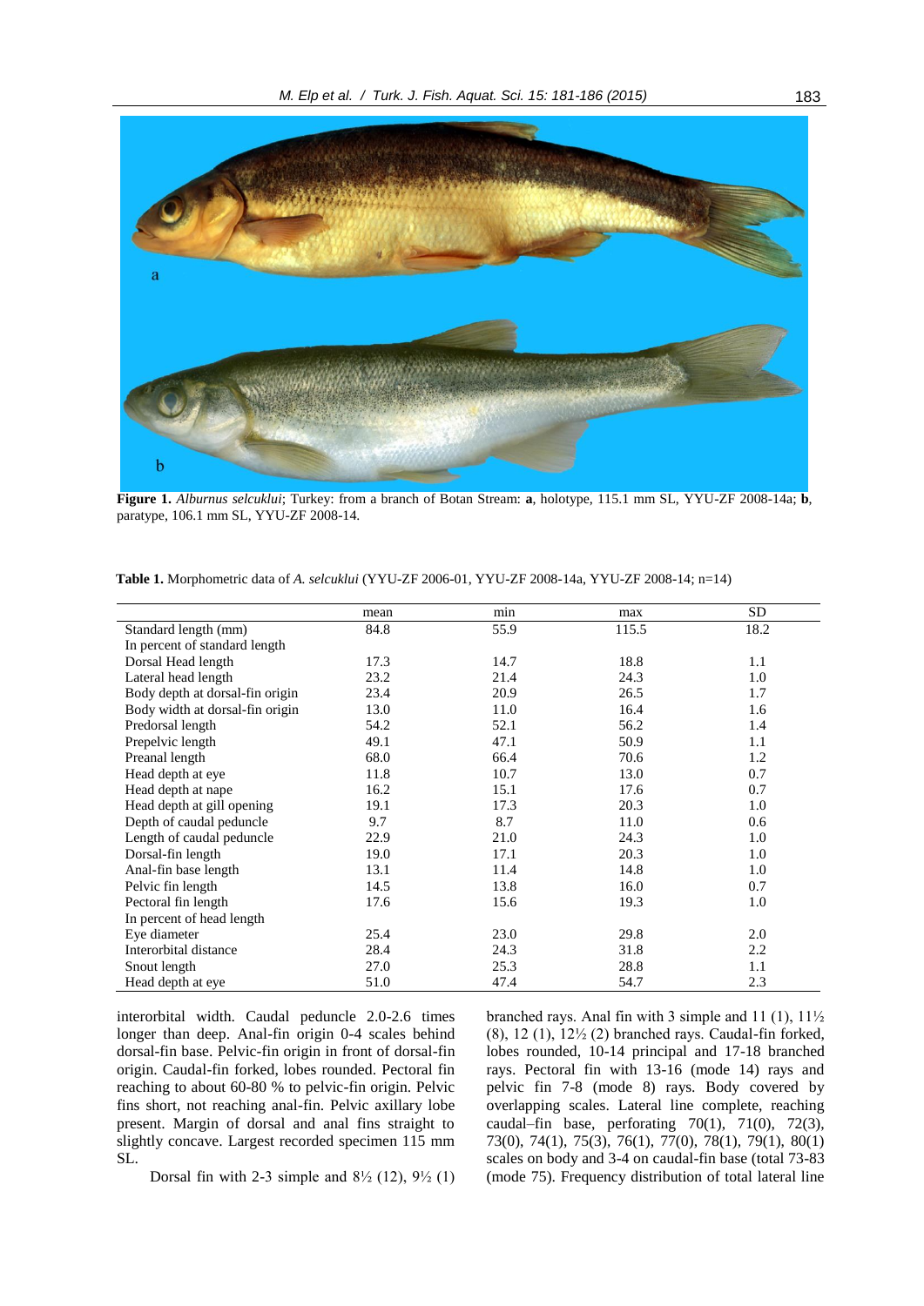**Figure 1.** *Alburnus selcuklui*; Turkey: from a branch of Botan Stream: **a**, holotype, 115.1 mm SL, YYU-ZF 2008-14a; **b**, paratype, 106.1 mm SL, YYU-ZF 2008-14.

**Table 1.** Morphometric data of *A. selcuklui* (YYU-ZF 2006-01, YYU-ZF 2008-14a, YYU-ZF 2008-14; n=14)

| | mean | min | max | SD |
|---|---|---|---|---|
| Standard length (mm) | 84.8 | 55.9 | 115.5 | 18.2 |
| In percent of standard length | | | | |
| Dorsal Head length | 17.3 | 14.7 | 18.8 | 1.1 |
| Lateral head length | 23.2 | 21.4 | 24.3 | 1.0 |
| Body depth at dorsal-fin origin | 23.4 | 20.9 | 26.5 | 1.7 |
| Body width at dorsal-fin origin | 13.0 | 11.0 | 16.4 | 1.6 |
| Predorsal length | 54.2 | 52.1 | 56.2 | 1.4 |
| Prepelvic length | 49.1 | 47.1 | 50.9 | 1.1 |
| Preanal length | 68.0 | 66.4 | 70.6 | 1.2 |
| Head depth at eye | 11.8 | 10.7 | 13.0 | 0.7 |
| Head depth at nape | 16.2 | 15.1 | 17.6 | 0.7 |
| Head depth at gill opening | 19.1 | 17.3 | 20.3 | 1.0 |
| Depth of caudal peduncle | 9.7 | 8.7 | 11.0 | 0.6 |
| Length of caudal peduncle | 22.9 | 21.0 | 24.3 | 1.0 |
| Dorsal-fin length | 19.0 | 17.1 | 20.3 | 1.0 |
| Anal-fin base length | 13.1 | 11.4 | 14.8 | 1.0 |
| Pelvic fin length | 14.5 | 13.8 | 16.0 | 0.7 |
| Pectoral fin length | 17.6 | 15.6 | 19.3 | 1.0 |
| In percent of head length | | | | |
| Eye diameter | 25.4 | 23.0 | 29.8 | 2.0 |
| Interorbital distance | 28.4 | 24.3 | 31.8 | 2.2 |
| Snout length | 27.0 | 25.3 | 28.8 | 1.1 |
| Head depth at eye | 51.0 | 47.4 | 54.7 | 2.3 |

interorbital width. Caudal peduncle 2.0-2.6 times longer than deep. Anal-fin origin 0-4 scales behind dorsal-fin base. Pelvic-fin origin in front of dorsal-fin origin. Caudal-fin forked, lobes rounded. Pectoral fin reaching to about 60-80 % to pelvic-fin origin. Pelvic fins short, not reaching anal-fin. Pelvic axillary lobe present. Margin of dorsal and anal fins straight to slightly concave. Largest recorded specimen 115 mm SL.

Dorsal fin with 2-3 simple and 8½ (12), 9½ (1) branched rays. Anal fin with 3 simple and 11 (1), 11½ (8), 12 (1), 12½ (2) branched rays. Caudal-fin forked, lobes rounded, 10-14 principal and 17-18 branched rays. Pectoral fin with 13-16 (mode 14) rays and pelvic fin 7-8 (mode 8) rays. Body covered by overlapping scales. Lateral line complete, reaching caudal–fin base, perforating 70(1), 71(0), 72(3), 73(0), 74(1), 75(3), 76(1), 77(0), 78(1), 79(1), 80(1) scales on body and 3-4 on caudal-fin base (total 73-83 (mode 75). Frequency distribution of total lateral line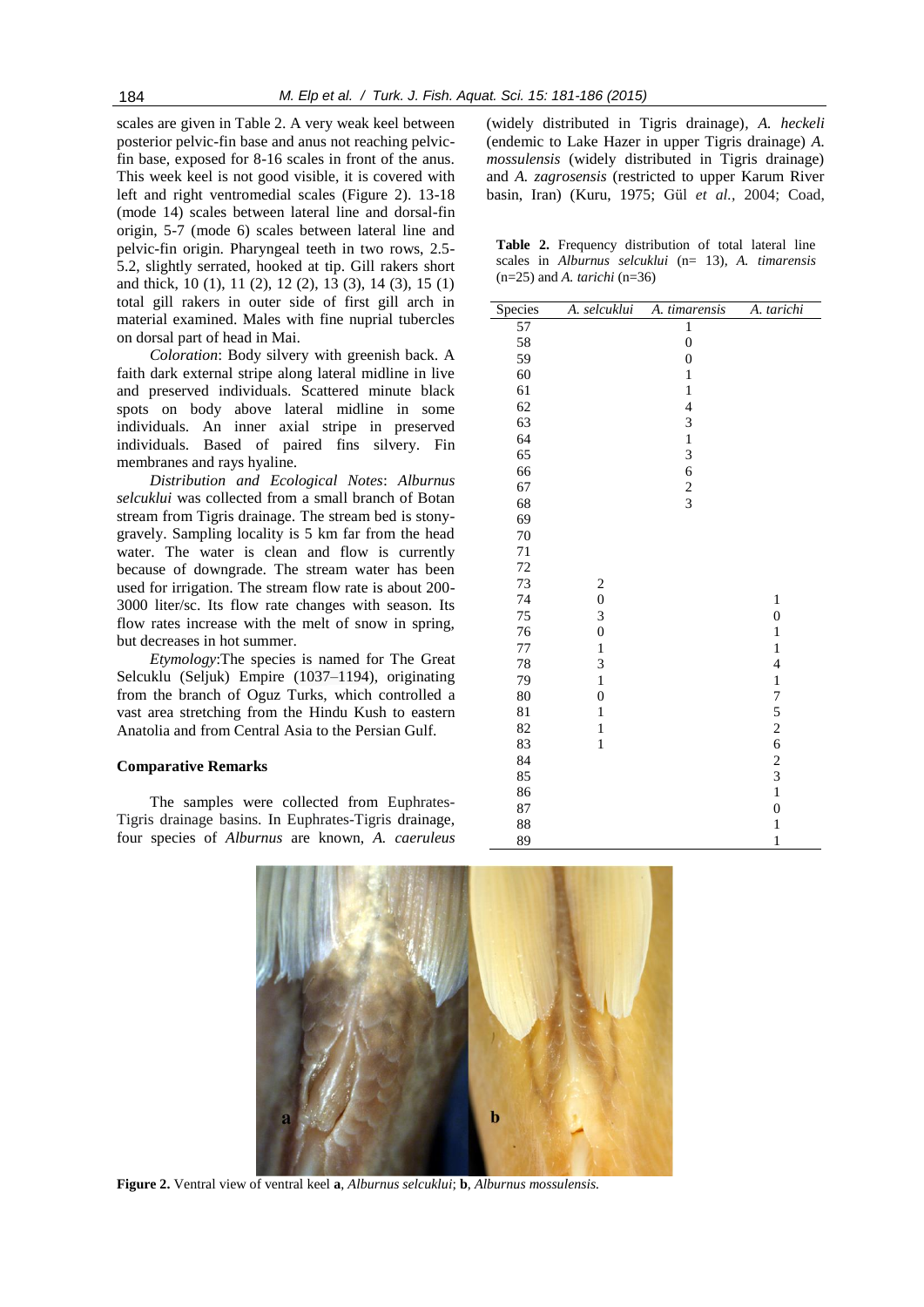scales are given in Table 2. A very weak keel between posterior pelvic-fin base and anus not reaching pelvic-fin base, exposed for 8-16 scales in front of the anus. This week keel is not good visible, it is covered with left and right ventromedial scales (Figure 2). 13-18 (mode 14) scales between lateral line and dorsal-fin origin, 5-7 (mode 6) scales between lateral line and pelvic-fin origin. Pharyngeal teeth in two rows, 2.5-5.2, slightly serrated, hooked at tip. Gill rakers short and thick, 10 (1), 11 (2), 12 (2), 13 (3), 14 (3), 15 (1) total gill rakers in outer side of first gill arch in material examined. Males with fine nuprial tubercles on dorsal part of head in Mai.

*Coloration*: Body silvery with greenish back. A faith dark external stripe along lateral midline in live and preserved individuals. Scattered minute black spots on body above lateral midline in some individuals. An inner axial stripe in preserved individuals. Based of paired fins silvery. Fin membranes and rays hyaline.

*Distribution and Ecological Notes*: *Alburnus selcuklui* was collected from a small branch of Botan stream from Tigris drainage. The stream bed is stony-gravely. Sampling locality is 5 km far from the head water. The water is clean and flow is currently because of downgrade. The stream water has been used for irrigation. The stream flow rate is about 200-3000 liter/sc. Its flow rate changes with season. Its flow rates increase with the melt of snow in spring, but decreases in hot summer.

*Etymology*:The species is named for The Great Selcuklu (Seljuk) Empire (1037–1194), originating from the branch of Oguz Turks, which controlled a vast area stretching from the Hindu Kush to eastern Anatolia and from Central Asia to the Persian Gulf.

**Comparative Remarks**

The samples were collected from Euphrates-Tigris drainage basins. In Euphrates-Tigris drainage, four species of *Alburnus* are known, *A. caeruleus* (widely distributed in Tigris drainage), *A. heckeli* (endemic to Lake Hazer in upper Tigris drainage) *A. mossulensis* (widely distributed in Tigris drainage) and *A. zagrosensis* (restricted to upper Karum River basin, Iran) (Kuru, 1975; Gül *et al.*, 2004; Coad,

**Table 2.** Frequency distribution of total lateral line scales in *Alburnus selcuklui* (n= 13), *A. timarensis* (n=25) and *A. tarichi* (n=36)

| Species | *A. selcuklui* | *A. timarensis* | *A. tarichi* |
|---|---|---|---|
| 57 | | 1 | |
| 58 | | 0 | |
| 59 | | 0 | |
| 60 | | 1 | |
| 61 | | 1 | |
| 62 | | 4 | |
| 63 | | 3 | |
| 64 | | 1 | |
| 65 | | 3 | |
| 66 | | 6 | |
| 67 | | 2 | |
| 68 | | 3 | |
| 69 | | | |
| 70 | | | |
| 71 | | | |
| 72 | | | |
| 73 | 2 | | |
| 74 | 0 | | 1 |
| 75 | 3 | | 0 |
| 76 | 0 | | 1 |
| 77 | 1 | | 1 |
| 78 | 3 | | 4 |
| 79 | 1 | | 1 |
| 80 | 0 | | 7 |
| 81 | 1 | | 5 |
| 82 | 1 | | 2 |
| 83 | 1 | | 6 |
| 84 | | | 2 |
| 85 | | | 3 |
| 86 | | | 1 |
| 87 | | | 0 |
| 88 | | | 1 |
| 89 | | | 1 |

**Figure 2.** Ventral view of ventral keel **a**, *Alburnus selcuklui*; **b**, *Alburnus mossulensis.*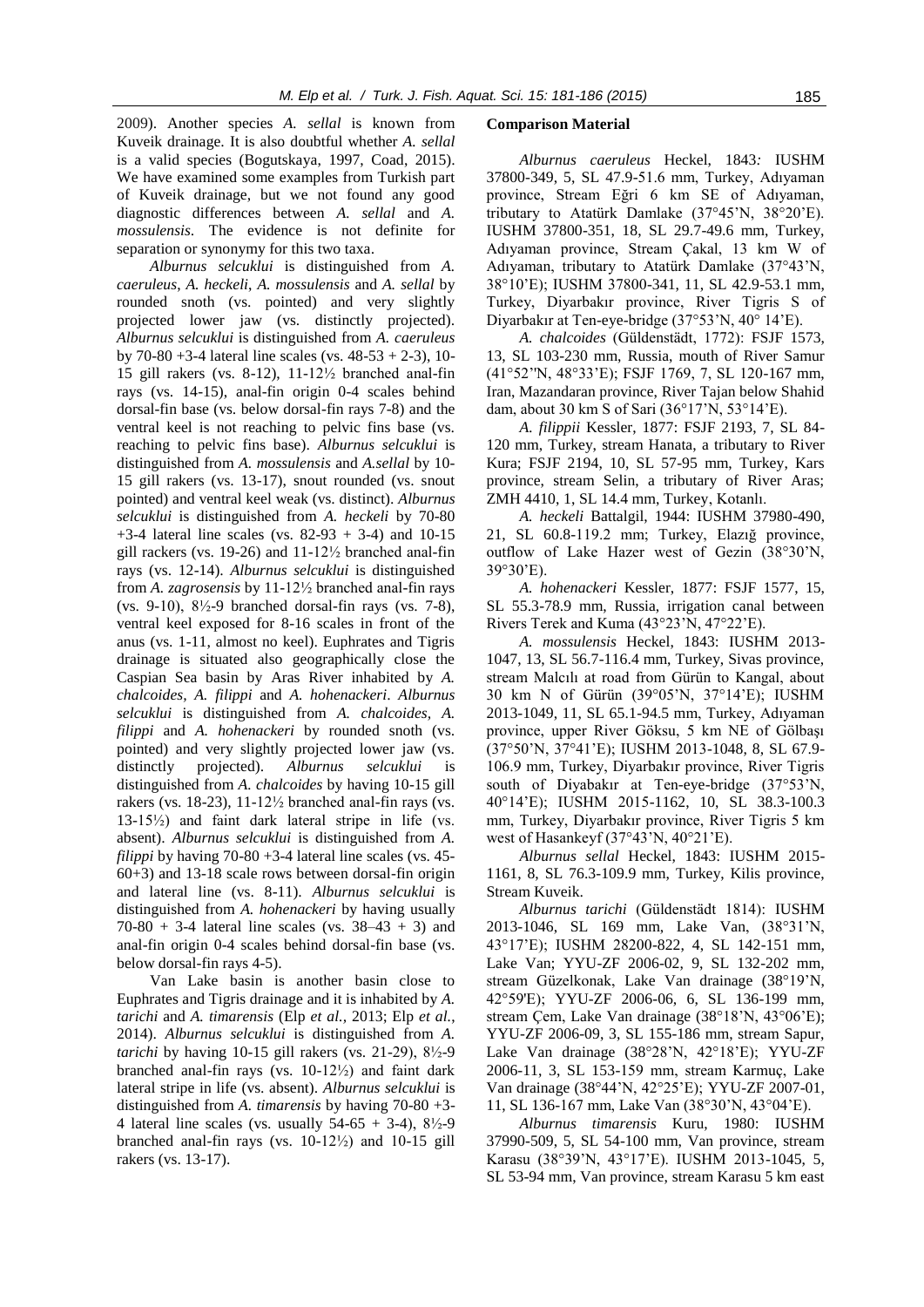2009). Another species *A. sellal* is known from Kuveik drainage. It is also doubtful whether *A. sellal* is a valid species (Bogutskaya, 1997, Coad, 2015). We have examined some examples from Turkish part of Kuveik drainage, but we not found any good diagnostic differences between *A. sellal* and *A. mossulensis*. The evidence is not definite for separation or synonymy for this two taxa.

*Alburnus selcuklui* is distinguished from *A. caeruleus*, *A. heckeli*, *A. mossulensis* and *A. sellal* by rounded snoth (vs. pointed) and very slightly projected lower jaw (vs. distinctly projected). *Alburnus selcuklui* is distinguished from *A. caeruleus* by 70-80 +3-4 lateral line scales (vs. 48-53 + 2-3), 10-15 gill rakers (vs. 8-12), 11-12½ branched anal-fin rays (vs. 14-15), anal-fin origin 0-4 scales behind dorsal-fin base (vs. below dorsal-fin rays 7-8) and the ventral keel is not reaching to pelvic fins base (vs. reaching to pelvic fins base). *Alburnus selcuklui* is distinguished from *A. mossulensis* and *A.sellal* by 10-15 gill rakers (vs. 13-17), snout rounded (vs. snout pointed) and ventral keel weak (vs. distinct). *Alburnus selcuklui* is distinguished from *A. heckeli* by 70-80 +3-4 lateral line scales (vs. 82-93 + 3-4) and 10-15 gill rackers (vs. 19-26) and 11-12½ branched anal-fin rays (vs. 12-14). *Alburnus selcuklui* is distinguished from *A. zagrosensis* by 11-12½ branched anal-fin rays (vs. 9-10), 8½-9 branched dorsal-fin rays (vs. 7-8), ventral keel exposed for 8-16 scales in front of the anus (vs. 1-11, almost no keel). Euphrates and Tigris drainage is situated also geographically close the Caspian Sea basin by Aras River inhabited by *A. chalcoides*, *A. filippi* and *A. hohenackeri*. *Alburnus selcuklui* is distinguished from *A. chalcoides*, *A. filippi* and *A. hohenackeri* by rounded snoth (vs. pointed) and very slightly projected lower jaw (vs. distinctly projected). *Alburnus selcuklui* is distinguished from *A. chalcoides* by having 10-15 gill rakers (vs. 18-23), 11-12½ branched anal-fin rays (vs. 13-15½) and faint dark lateral stripe in life (vs. absent). *Alburnus selcuklui* is distinguished from *A. filippi* by having 70-80 +3-4 lateral line scales (vs. 45-60+3) and 13-18 scale rows between dorsal-fin origin and lateral line (vs. 8-11). *Alburnus selcuklui* is distinguished from *A. hohenackeri* by having usually 70-80 + 3-4 lateral line scales (vs. 38–43 + 3) and anal-fin origin 0-4 scales behind dorsal-fin base (vs. below dorsal-fin rays 4-5).

Van Lake basin is another basin close to Euphrates and Tigris drainage and it is inhabited by *A. tarichi* and *A. timarensis* (Elp *et al.,* 2013; Elp *et al.*, 2014). *Alburnus selcuklui* is distinguished from *A. tarichi* by having 10-15 gill rakers (vs. 21-29), 8½-9 branched anal-fin rays (vs. 10-12½) and faint dark lateral stripe in life (vs. absent). *Alburnus selcuklui* is distinguished from *A. timarensis* by having 70-80 +3-4 lateral line scales (vs. usually 54-65 + 3-4), 8½-9 branched anal-fin rays (vs. 10-12½) and 10-15 gill rakers (vs. 13-17).

**Comparison Material**

*Alburnus caeruleus* Heckel, 1843*:* IUSHM 37800-349, 5, SL 47.9-51.6 mm, Turkey, Adıyaman province, Stream Eğri 6 km SE of Adıyaman, tributary to Atatürk Damlake (37°45'N, 38°20'E). IUSHM 37800-351, 18, SL 29.7-49.6 mm, Turkey, Adıyaman province, Stream Çakal, 13 km W of Adıyaman, tributary to Atatürk Damlake (37°43'N, 38°10'E); IUSHM 37800-341, 11, SL 42.9-53.1 mm, Turkey, Diyarbakır province, River Tigris S of Diyarbakır at Ten-eye-bridge (37°53'N, 40° 14'E).

*A. chalcoides* (Güldenstädt, 1772): FSJF 1573, 13, SL 103-230 mm, Russia, mouth of River Samur (41°52''N, 48°33'E); FSJF 1769, 7, SL 120-167 mm, Iran, Mazandaran province, River Tajan below Shahid dam, about 30 km S of Sari (36°17'N, 53°14'E).

*A. filippii* Kessler, 1877: FSJF 2193, 7, SL 84-120 mm, Turkey, stream Hanata, a tributary to River Kura; FSJF 2194, 10, SL 57-95 mm, Turkey, Kars province, stream Selin, a tributary of River Aras; ZMH 4410, 1, SL 14.4 mm, Turkey, Kotanlı.

*A. heckeli* Battalgil, 1944: IUSHM 37980-490, 21, SL 60.8-119.2 mm; Turkey, Elazığ province, outflow of Lake Hazer west of Gezin (38°30'N, 39°30'E).

*A. hohenackeri* Kessler, 1877: FSJF 1577, 15, SL 55.3-78.9 mm, Russia, irrigation canal between Rivers Terek and Kuma (43°23'N, 47°22'E).

*A. mossulensis* Heckel, 1843: IUSHM 2013-1047, 13, SL 56.7-116.4 mm, Turkey, Sivas province, stream Malcılı at road from Gürün to Kangal, about 30 km N of Gürün (39°05'N, 37°14'E); IUSHM 2013-1049, 11, SL 65.1-94.5 mm, Turkey, Adıyaman province, upper River Göksu, 5 km NE of Gölbaşı (37°50'N, 37°41'E); IUSHM 2013-1048, 8, SL 67.9-106.9 mm, Turkey, Diyarbakır province, River Tigris south of Diyabakır at Ten-eye-bridge (37°53'N, 40°14'E); IUSHM 2015-1162, 10, SL 38.3-100.3 mm, Turkey, Diyarbakır province, River Tigris 5 km west of Hasankeyf (37°43'N, 40°21'E).

*Alburnus sellal* Heckel, 1843: IUSHM 2015-1161, 8, SL 76.3-109.9 mm, Turkey, Kilis province, Stream Kuveik.

*Alburnus tarichi* (Güldenstädt 1814): IUSHM 2013-1046, SL 169 mm, Lake Van, (38°31'N, 43°17'E); IUSHM 28200-822, 4, SL 142-151 mm, Lake Van; YYU-ZF 2006-02, 9, SL 132-202 mm, stream Güzelkonak, Lake Van drainage (38°19'N, 42°59'E); YYU-ZF 2006-06, 6, SL 136-199 mm, stream Çem, Lake Van drainage (38°18'N, 43°06'E); YYU-ZF 2006-09, 3, SL 155-186 mm, stream Sapur, Lake Van drainage (38°28'N, 42°18'E); YYU-ZF 2006-11, 3, SL 153-159 mm, stream Karmuç, Lake Van drainage (38°44'N, 42°25'E); YYU-ZF 2007-01, 11, SL 136-167 mm, Lake Van (38°30'N, 43°04'E).

*Alburnus timarensis* Kuru, 1980: IUSHM 37990-509, 5, SL 54-100 mm, Van province, stream Karasu (38°39'N, 43°17'E). IUSHM 2013-1045, 5, SL 53-94 mm, Van province, stream Karasu 5 km east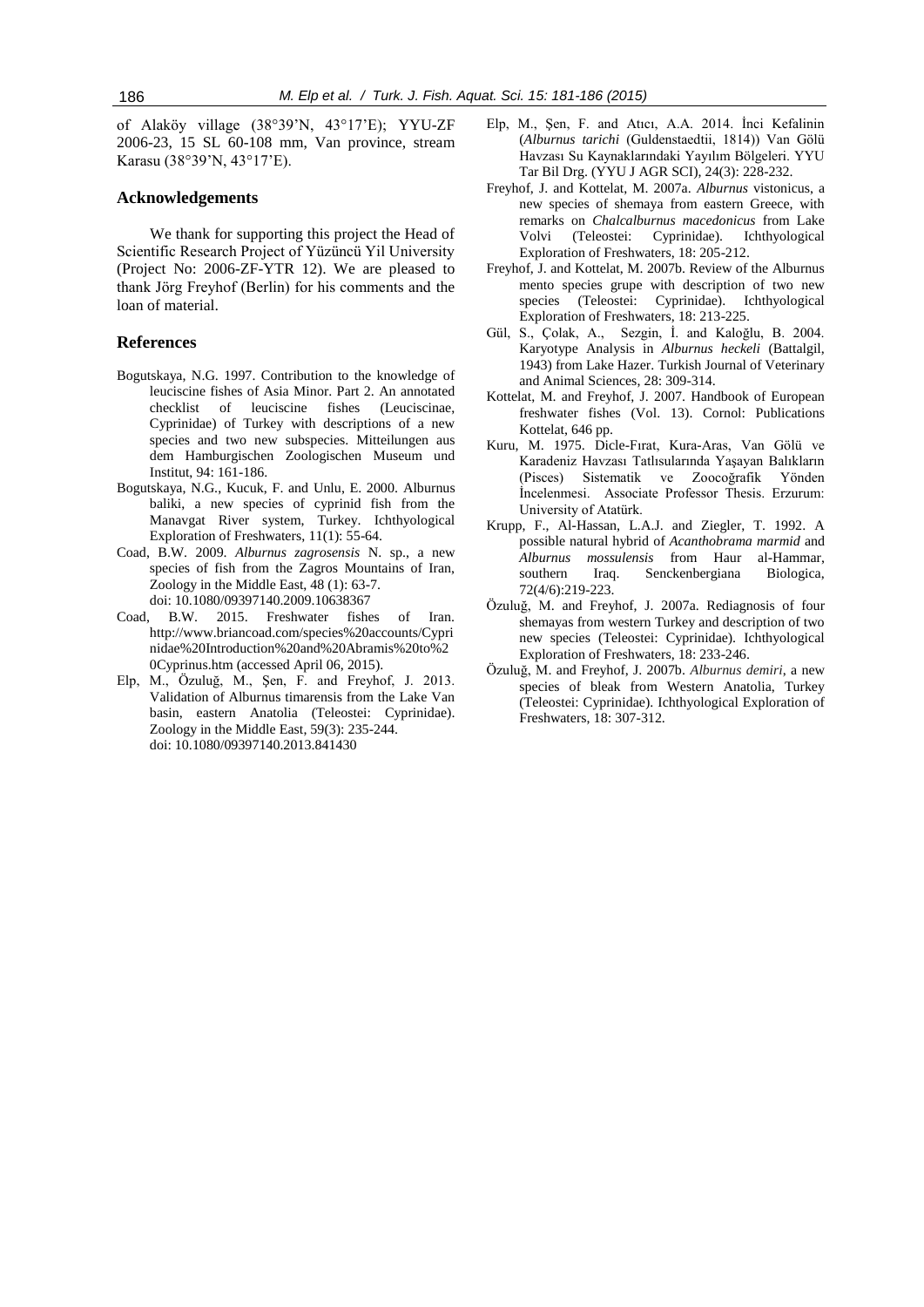of Alaköy village (38°39'N, 43°17'E); YYU-ZF 2006-23, 15 SL 60-108 mm, Van province, stream Karasu (38°39'N, 43°17'E).

## Acknowledgements

We thank for supporting this project the Head of Scientific Research Project of Yüzüncü Yil University (Project No: 2006-ZF-YTR 12). We are pleased to thank Jörg Freyhof (Berlin) for his comments and the loan of material.

## References

Bogutskaya, N.G. 1997. Contribution to the knowledge of leuciscine fishes of Asia Minor. Part 2. An annotated checklist of leuciscine fishes (Leuciscinae, Cyprinidae) of Turkey with descriptions of a new species and two new subspecies. Mitteilungen aus dem Hamburgischen Zoologischen Museum und Institut, 94: 161-186.

Bogutskaya, N.G., Kucuk, F. and Unlu, E. 2000. Alburnus baliki, a new species of cyprinid fish from the Manavgat River system, Turkey. Ichthyological Exploration of Freshwaters, 11(1): 55-64.

Coad, B.W. 2009. *Alburnus zagrosensis* N. sp., a new species of fish from the Zagros Mountains of Iran, Zoology in the Middle East, 48 (1): 63-7. doi: 10.1080/09397140.2009.10638367

Coad, B.W. 2015. Freshwater fishes of Iran. http://www.briancoad.com/species%20accounts/Cyprinidae%20Introduction%20and%20Abramis%20to%20Cyprinus.htm (accessed April 06, 2015).

Elp, M., Özuluğ, M., Şen, F. and Freyhof, J. 2013. Validation of Alburnus timarensis from the Lake Van basin, eastern Anatolia (Teleostei: Cyprinidae). Zoology in the Middle East, 59(3): 235-244. doi: 10.1080/09397140.2013.841430

Elp, M., Şen, F. and Atıcı, A.A. 2014. İnci Kefalinin (*Alburnus tarichi* (Guldenstaedtii, 1814)) Van Gölü Havzası Su Kaynaklarındaki Yayılım Bölgeleri. YYU Tar Bil Drg. (YYU J AGR SCI), 24(3): 228-232.

Freyhof, J. and Kottelat, M. 2007a. *Alburnus* vistonicus, a new species of shemaya from eastern Greece, with remarks on *Chalcalburnus macedonicus* from Lake Volvi (Teleostei: Cyprinidae). Ichthyological Exploration of Freshwaters, 18: 205-212.

Freyhof, J. and Kottelat, M. 2007b. Review of the Alburnus mento species grupe with description of two new species (Teleostei: Cyprinidae). Ichthyological Exploration of Freshwaters, 18: 213-225.

Gül, S., Çolak, A., Sezgin, İ. and Kaloğlu, B. 2004. Karyotype Analysis in *Alburnus heckeli* (Battalgil, 1943) from Lake Hazer. Turkish Journal of Veterinary and Animal Sciences, 28: 309-314.

Kottelat, M. and Freyhof, J. 2007. Handbook of European freshwater fishes (Vol. 13). Cornol: Publications Kottelat, 646 pp.

Kuru, M. 1975. Dicle-Fırat, Kura-Aras, Van Gölü ve Karadeniz Havzası Tatlısularında Yaşayan Balıkların (Pisces) Sistematik ve Zoocoğrafik Yönden İncelenmesi. Associate Professor Thesis. Erzurum: University of Atatürk.

Krupp, F., Al-Hassan, L.A.J. and Ziegler, T. 1992. A possible natural hybrid of *Acanthobrama marmid* and *Alburnus mossulensis* from Haur al-Hammar, southern Iraq. Senckenbergiana Biologica, 72(4/6):219-223.

Özuluğ, M. and Freyhof, J. 2007a. Rediagnosis of four shemayas from western Turkey and description of two new species (Teleostei: Cyprinidae). Ichthyological Exploration of Freshwaters, 18: 233-246.

Özuluğ, M. and Freyhof, J. 2007b. *Alburnus demiri*, a new species of bleak from Western Anatolia, Turkey (Teleostei: Cyprinidae). Ichthyological Exploration of Freshwaters, 18: 307-312.